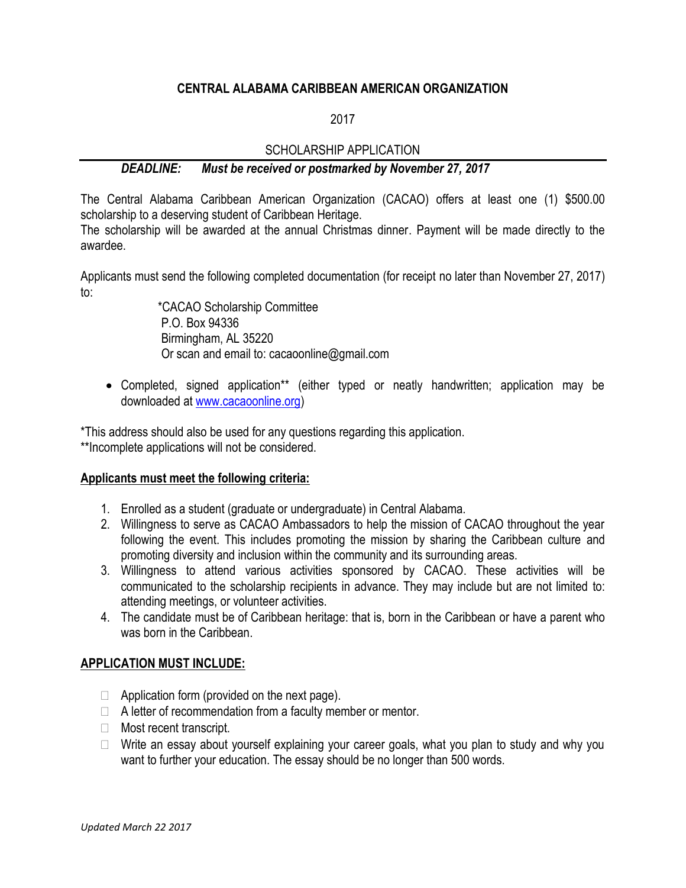# CENTRAL ALABAMA CARIBBEAN AMERICAN ORGANIZATION

2017

SCHOLARSHIP APPLICATION

***DEADLINE: Must be received or postmarked by November 27, 2017***

The Central Alabama Caribbean American Organization (CACAO) offers at least one (1) $500.00 scholarship to a deserving student of Caribbean Heritage.
The scholarship will be awarded at the annual Christmas dinner. Payment will be made directly to the awardee.

Applicants must send the following completed documentation (for receipt no later than November 27, 2017) to:

*CACAO Scholarship Committee
P.O. Box 94336
Birmingham, AL 35220
Or scan and email to: cacaoonline@gmail.com

- Completed, signed application** (either typed or neatly handwritten; application may be downloaded at www.cacaoonline.org)

*This address should also be used for any questions regarding this application.
**Incomplete applications will not be considered.

## Applicants must meet the following criteria:

1. Enrolled as a student (graduate or undergraduate) in Central Alabama.
2. Willingness to serve as CACAO Ambassadors to help the mission of CACAO throughout the year following the event. This includes promoting the mission by sharing the Caribbean culture and promoting diversity and inclusion within the community and its surrounding areas.
3. Willingness to attend various activities sponsored by CACAO. These activities will be communicated to the scholarship recipients in advance. They may include but are not limited to: attending meetings, or volunteer activities.
4. The candidate must be of Caribbean heritage: that is, born in the Caribbean or have a parent who was born in the Caribbean.

## APPLICATION MUST INCLUDE:

- ☐ Application form (provided on the next page).
- ☐ A letter of recommendation from a faculty member or mentor.
- ☐ Most recent transcript.
- ☐ Write an essay about yourself explaining your career goals, what you plan to study and why you want to further your education. The essay should be no longer than 500 words.

*Updated March 22 2017*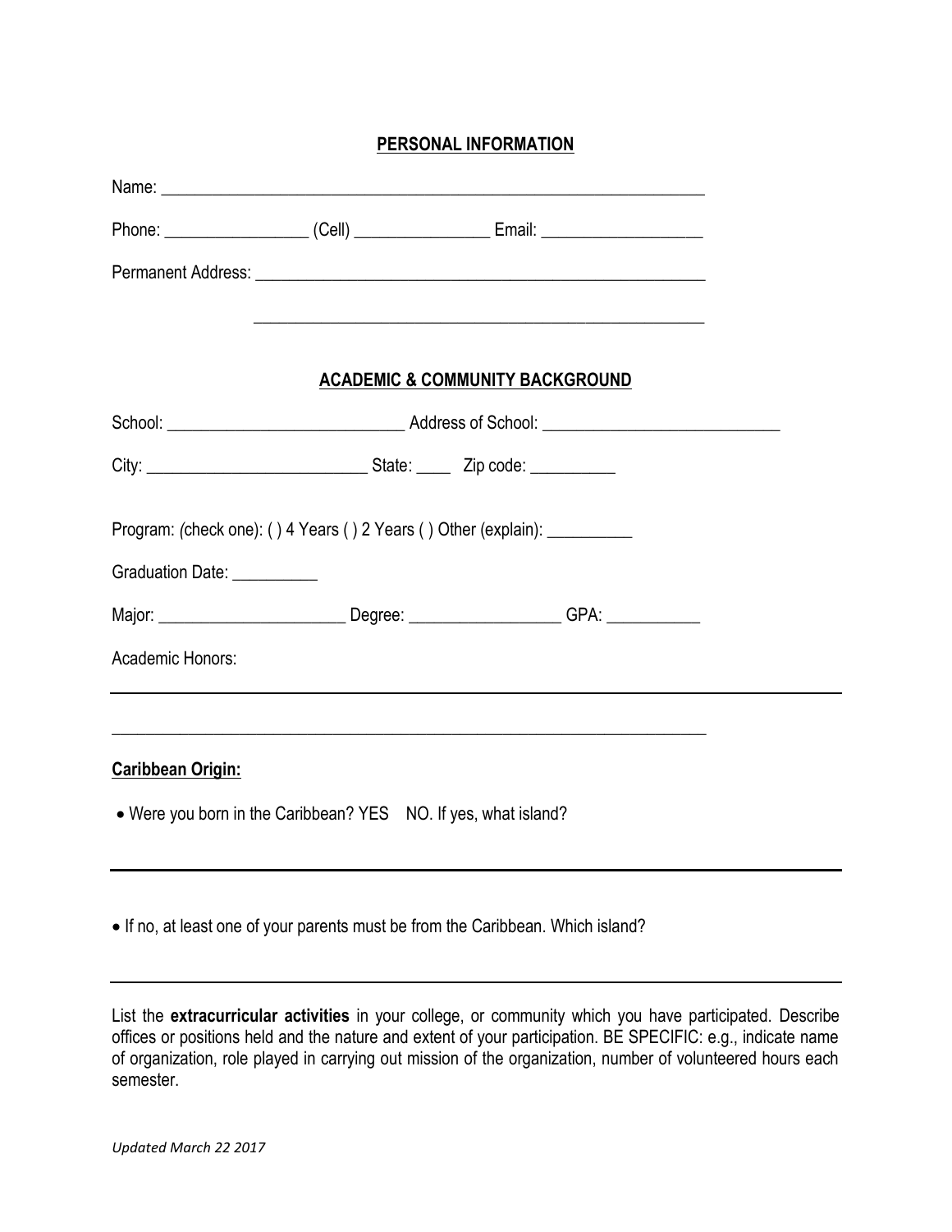## PERSONAL INFORMATION

Name: ___________________________________________________________________

Phone: _________________ (Cell) ________________ Email: ___________________

Permanent Address: ______________________________________________________

______________________________________________________

## ACADEMIC & COMMUNITY BACKGROUND

School: ____________________________ Address of School: ____________________________

City: __________________________ State: ____ Zip code: __________

Program: *(check one)*: ( ) 4 Years ( ) 2 Years ( ) Other (explain): __________

Graduation Date: __________

Major: ______________________ Degree: __________________ GPA: ___________

Academic Honors:

___________________________________________________________________________

___________________________________________________________________________

**Caribbean Origin:**

- Were you born in the Caribbean? YES NO. If yes, what island?

___________________________________________________________________________

- If no, at least one of your parents must be from the Caribbean. Which island?

___________________________________________________________________________

List the **extracurricular activities** in your college, or community which you have participated. Describe offices or positions held and the nature and extent of your participation. BE SPECIFIC: e.g., indicate name of organization, role played in carrying out mission of the organization, number of volunteered hours each semester.

*Updated March 22 2017*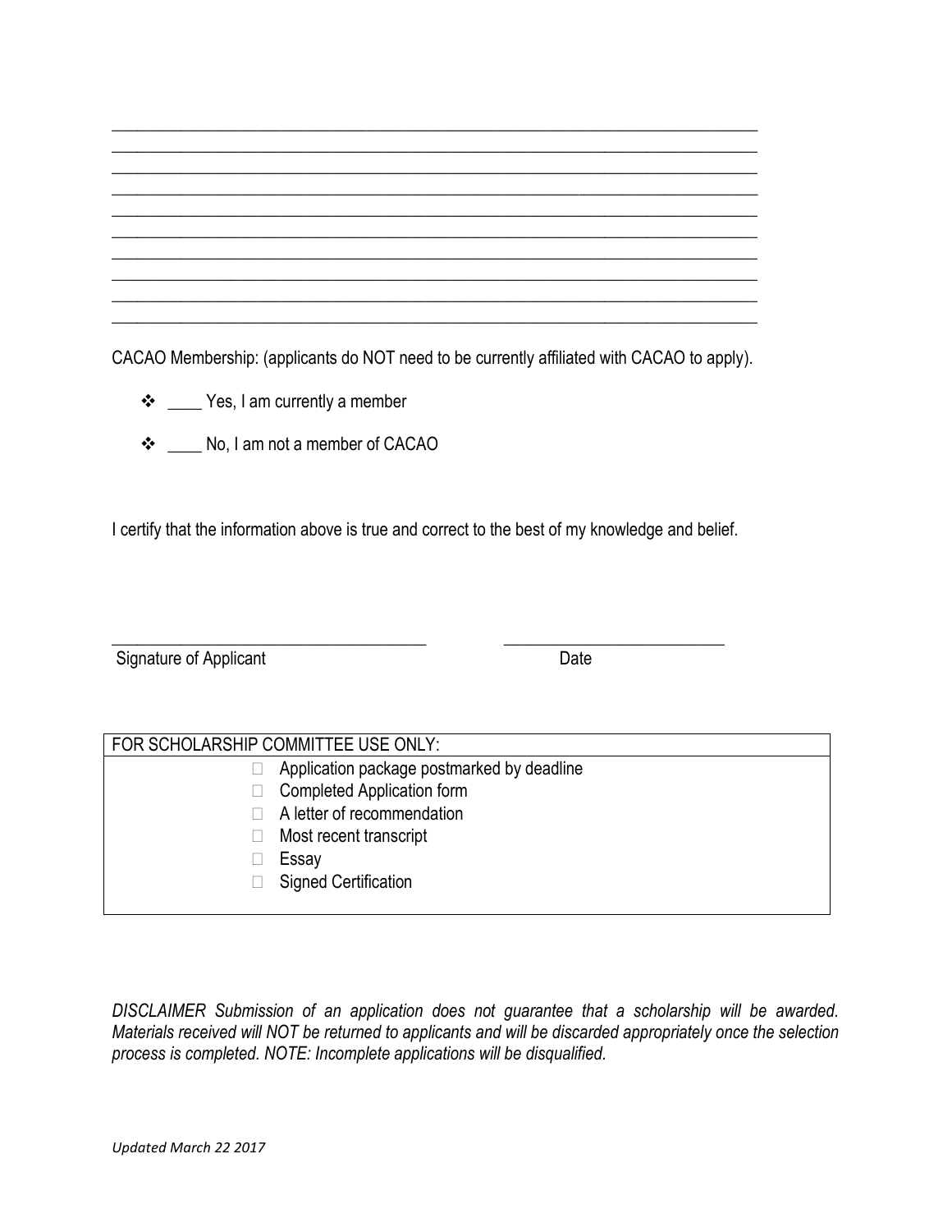\_\_\_\_\_\_\_\_\_\_\_\_\_\_\_\_\_\_\_\_\_\_\_\_\_\_\_\_\_\_\_\_\_\_\_\_\_\_\_\_\_\_\_\_\_\_\_\_\_\_\_\_\_\_\_\_\_\_\_\_\_\_\_\_\_\_\_\_\_\_\_\_\_\_\_\_\_\_
\_\_\_\_\_\_\_\_\_\_\_\_\_\_\_\_\_\_\_\_\_\_\_\_\_\_\_\_\_\_\_\_\_\_\_\_\_\_\_\_\_\_\_\_\_\_\_\_\_\_\_\_\_\_\_\_\_\_\_\_\_\_\_\_\_\_\_\_\_\_\_\_\_\_\_\_\_\_
\_\_\_\_\_\_\_\_\_\_\_\_\_\_\_\_\_\_\_\_\_\_\_\_\_\_\_\_\_\_\_\_\_\_\_\_\_\_\_\_\_\_\_\_\_\_\_\_\_\_\_\_\_\_\_\_\_\_\_\_\_\_\_\_\_\_\_\_\_\_\_\_\_\_\_\_\_\_
\_\_\_\_\_\_\_\_\_\_\_\_\_\_\_\_\_\_\_\_\_\_\_\_\_\_\_\_\_\_\_\_\_\_\_\_\_\_\_\_\_\_\_\_\_\_\_\_\_\_\_\_\_\_\_\_\_\_\_\_\_\_\_\_\_\_\_\_\_\_\_\_\_\_\_\_\_\_
\_\_\_\_\_\_\_\_\_\_\_\_\_\_\_\_\_\_\_\_\_\_\_\_\_\_\_\_\_\_\_\_\_\_\_\_\_\_\_\_\_\_\_\_\_\_\_\_\_\_\_\_\_\_\_\_\_\_\_\_\_\_\_\_\_\_\_\_\_\_\_\_\_\_\_\_\_\_
\_\_\_\_\_\_\_\_\_\_\_\_\_\_\_\_\_\_\_\_\_\_\_\_\_\_\_\_\_\_\_\_\_\_\_\_\_\_\_\_\_\_\_\_\_\_\_\_\_\_\_\_\_\_\_\_\_\_\_\_\_\_\_\_\_\_\_\_\_\_\_\_\_\_\_\_\_\_
\_\_\_\_\_\_\_\_\_\_\_\_\_\_\_\_\_\_\_\_\_\_\_\_\_\_\_\_\_\_\_\_\_\_\_\_\_\_\_\_\_\_\_\_\_\_\_\_\_\_\_\_\_\_\_\_\_\_\_\_\_\_\_\_\_\_\_\_\_\_\_\_\_\_\_\_\_\_
\_\_\_\_\_\_\_\_\_\_\_\_\_\_\_\_\_\_\_\_\_\_\_\_\_\_\_\_\_\_\_\_\_\_\_\_\_\_\_\_\_\_\_\_\_\_\_\_\_\_\_\_\_\_\_\_\_\_\_\_\_\_\_\_\_\_\_\_\_\_\_\_\_\_\_\_\_\_
\_\_\_\_\_\_\_\_\_\_\_\_\_\_\_\_\_\_\_\_\_\_\_\_\_\_\_\_\_\_\_\_\_\_\_\_\_\_\_\_\_\_\_\_\_\_\_\_\_\_\_\_\_\_\_\_\_\_\_\_\_\_\_\_\_\_\_\_\_\_\_\_\_\_\_\_\_\_
\_\_\_\_\_\_\_\_\_\_\_\_\_\_\_\_\_\_\_\_\_\_\_\_\_\_\_\_\_\_\_\_\_\_\_\_\_\_\_\_\_\_\_\_\_\_\_\_\_\_\_\_\_\_\_\_\_\_\_\_\_\_\_\_\_\_\_\_\_\_\_\_\_\_\_\_\_\_

CACAO Membership: (applicants do NOT need to be currently affiliated with CACAO to apply).

- ❖ \_\_\_\_ Yes, I am currently a member
- ❖ \_\_\_\_ No, I am not a member of CACAO

I certify that the information above is true and correct to the best of my knowledge and belief.

\_\_\_\_\_\_\_\_\_\_\_\_\_\_\_\_\_\_\_\_\_\_\_\_\_\_\_\_\_\_\_\_\_\_\_\_\_\_ \_\_\_\_\_\_\_\_\_\_\_\_\_\_\_\_\_\_\_\_\_\_\_\_\_\_\_

Signature of Applicant Date

| FOR SCHOLARSHIP COMMITTEE USE ONLY: |
| --- |
| ☐ Application package postmarked by deadline<br>☐ Completed Application form<br>☐ A letter of recommendation<br>☐ Most recent transcript<br>☐ Essay<br>☐ Signed Certification |

*DISCLAIMER Submission of an application does not guarantee that a scholarship will be awarded. Materials received will NOT be returned to applicants and will be discarded appropriately once the selection process is completed. NOTE: Incomplete applications will be disqualified.*

*Updated March 22 2017*